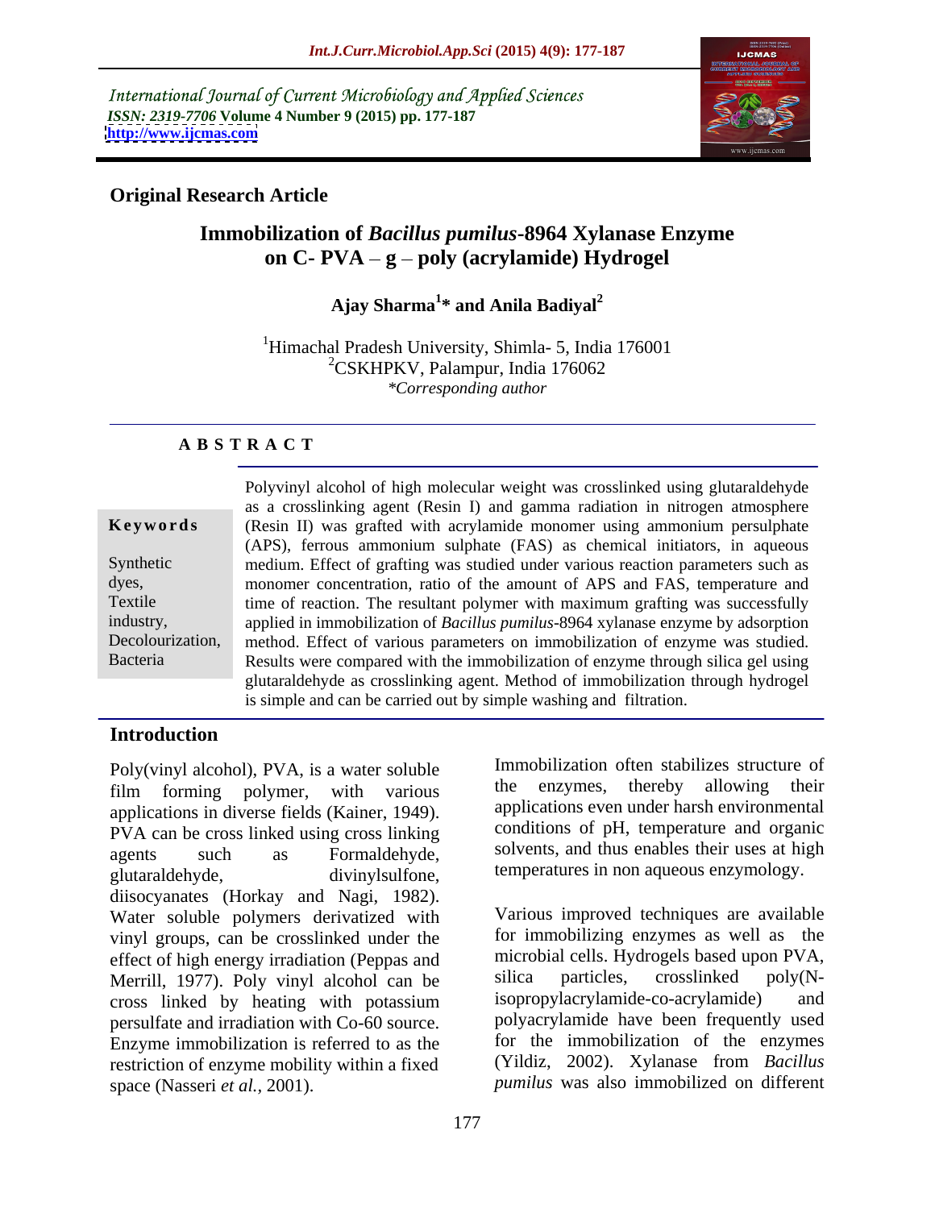International Journal of Current Microbiology and Applied Sciences
*ISSN: 2319-7706* **Volume 4 Number 9 (2015) pp. 177-187**
**http://www.ijcmas.com**

**Original Research Article**

# Immobilization of *Bacillus pumilus*-8964 Xylanase Enzyme on C- PVA – g – poly (acrylamide) Hydrogel

**Ajay Sharma[1]\* and Anila Badiyal[2]**

[1]Himachal Pradesh University, Shimla- 5, India 176001
[2]CSKHPKV, Palampur, India 176062
*\*Corresponding author*

**A B S T R A C T**

**Keywords**

Synthetic dyes, Textile industry, Decolourization, Bacteria

Polyvinyl alcohol of high molecular weight was crosslinked using glutaraldehyde as a crosslinking agent (Resin I) and gamma radiation in nitrogen atmosphere (Resin II) was grafted with acrylamide monomer using ammonium persulphate (APS), ferrous ammonium sulphate (FAS) as chemical initiators, in aqueous medium. Effect of grafting was studied under various reaction parameters such as monomer concentration, ratio of the amount of APS and FAS, temperature and time of reaction. The resultant polymer with maximum grafting was successfully applied in immobilization of *Bacillus pumilus*-8964 xylanase enzyme by adsorption method. Effect of various parameters on immobilization of enzyme was studied. Results were compared with the immobilization of enzyme through silica gel using glutaraldehyde as crosslinking agent. Method of immobilization through hydrogel is simple and can be carried out by simple washing and filtration.

## Introduction

Poly(vinyl alcohol), PVA, is a water soluble film forming polymer, with various applications in diverse fields (Kainer, 1949). PVA can be cross linked using cross linking agents such as Formaldehyde, glutaraldehyde, divinylsulfone, diisocyanates (Horkay and Nagi, 1982). Water soluble polymers derivatized with vinyl groups, can be crosslinked under the effect of high energy irradiation (Peppas and Merrill, 1977). Poly vinyl alcohol can be cross linked by heating with potassium persulfate and irradiation with Co-60 source. Enzyme immobilization is referred to as the restriction of enzyme mobility within a fixed space (Nasseri *et al.,* 2001).

Immobilization often stabilizes structure of the enzymes, thereby allowing their applications even under harsh environmental conditions of pH, temperature and organic solvents, and thus enables their uses at high temperatures in non aqueous enzymology.

Various improved techniques are available for immobilizing enzymes as well as the microbial cells. Hydrogels based upon PVA, silica particles, crosslinked poly(N-isopropylacrylamide-co-acrylamide) and polyacrylamide have been frequently used for the immobilization of the enzymes (Yildiz, 2002). Xylanase from *Bacillus pumilus* was also immobilized on different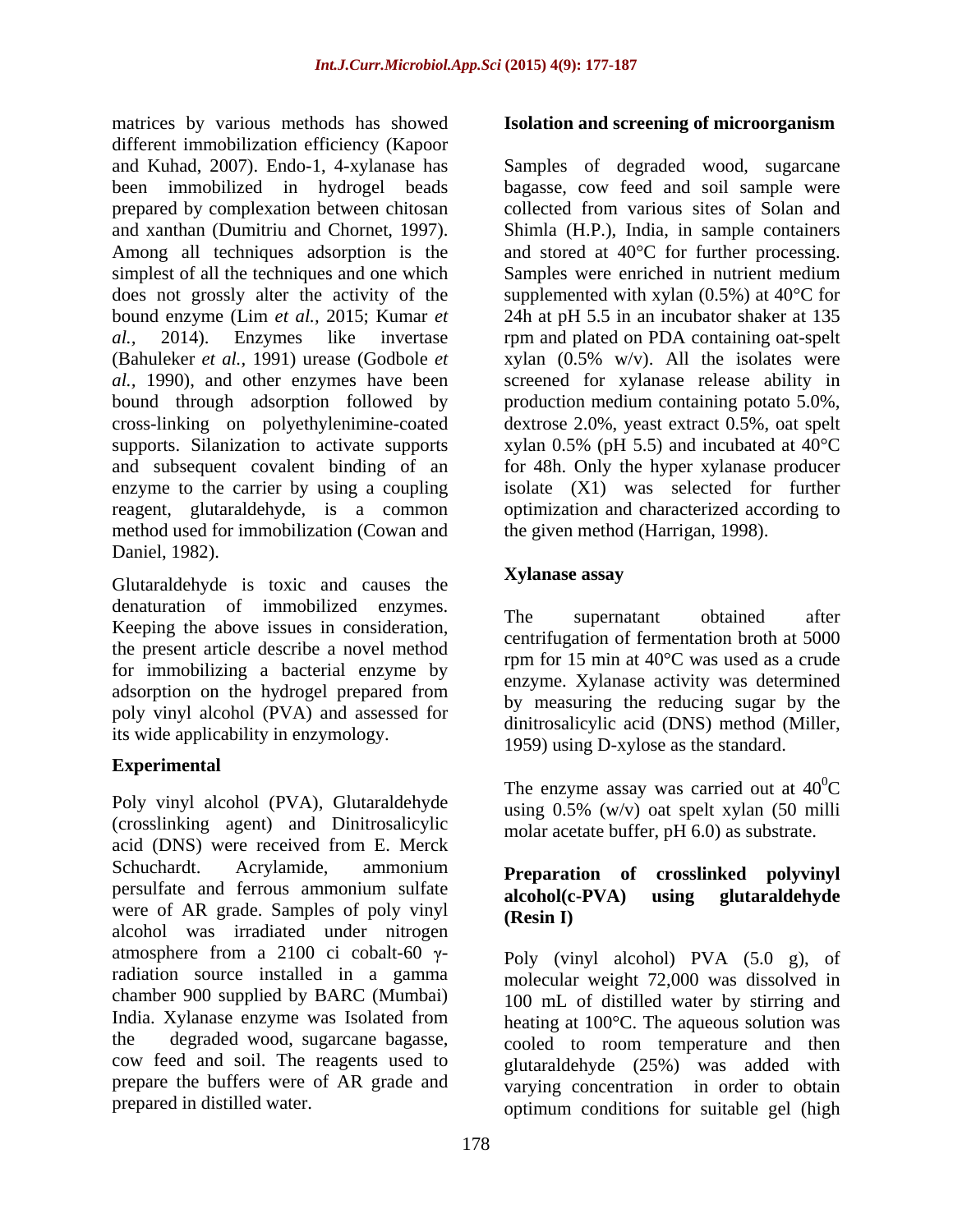matrices by various methods has showed different immobilization efficiency (Kapoor and Kuhad, 2007). Endo-1, 4-xylanase has been immobilized in hydrogel beads prepared by complexation between chitosan and xanthan (Dumitriu and Chornet, 1997). Among all techniques adsorption is the simplest of all the techniques and one which does not grossly alter the activity of the bound enzyme (Lim *et al.,* 2015; Kumar *et al.,* 2014). Enzymes like invertase (Bahuleker *et al.,* 1991) urease (Godbole *et al.,* 1990), and other enzymes have been bound through adsorption followed by cross-linking on polyethylenimine-coated supports. Silanization to activate supports and subsequent covalent binding of an enzyme to the carrier by using a coupling reagent, glutaraldehyde, is a common method used for immobilization (Cowan and Daniel, 1982).

Glutaraldehyde is toxic and causes the denaturation of immobilized enzymes. Keeping the above issues in consideration, the present article describe a novel method for immobilizing a bacterial enzyme by adsorption on the hydrogel prepared from poly vinyl alcohol (PVA) and assessed for its wide applicability in enzymology.

## Experimental

Poly vinyl alcohol (PVA), Glutaraldehyde (crosslinking agent) and Dinitrosalicylic acid (DNS) were received from E. Merck Schuchardt. Acrylamide, ammonium persulfate and ferrous ammonium sulfate were of AR grade. Samples of poly vinyl alcohol was irradiated under nitrogen atmosphere from a 2100 ci cobalt-60 γ-radiation source installed in a gamma chamber 900 supplied by BARC (Mumbai) India. Xylanase enzyme was Isolated from the degraded wood, sugarcane bagasse, cow feed and soil. The reagents used to prepare the buffers were of AR grade and prepared in distilled water.

### Isolation and screening of microorganism

Samples of degraded wood, sugarcane bagasse, cow feed and soil sample were collected from various sites of Solan and Shimla (H.P.), India, in sample containers and stored at 40°C for further processing. Samples were enriched in nutrient medium supplemented with xylan (0.5%) at 40°C for 24h at pH 5.5 in an incubator shaker at 135 rpm and plated on PDA containing oat-spelt xylan (0.5% w/v). All the isolates were screened for xylanase release ability in production medium containing potato 5.0%, dextrose 2.0%, yeast extract 0.5%, oat spelt xylan 0.5% (pH 5.5) and incubated at 40°C for 48h. Only the hyper xylanase producer isolate (X1) was selected for further optimization and characterized according to the given method (Harrigan, 1998).

### Xylanase assay

The supernatant obtained after centrifugation of fermentation broth at 5000 rpm for 15 min at 40°C was used as a crude enzyme. Xylanase activity was determined by measuring the reducing sugar by the dinitrosalicylic acid (DNS) method (Miller, 1959) using D-xylose as the standard.

The enzyme assay was carried out at $40^0$C using 0.5% (w/v) oat spelt xylan (50 milli molar acetate buffer, pH 6.0) as substrate.

### Preparation of crosslinked polyvinyl alcohol(c-PVA) using glutaraldehyde (Resin I)

Poly (vinyl alcohol) PVA (5.0 g), of molecular weight 72,000 was dissolved in 100 mL of distilled water by stirring and heating at 100°C. The aqueous solution was cooled to room temperature and then glutaraldehyde (25%) was added with varying concentration in order to obtain optimum conditions for suitable gel (high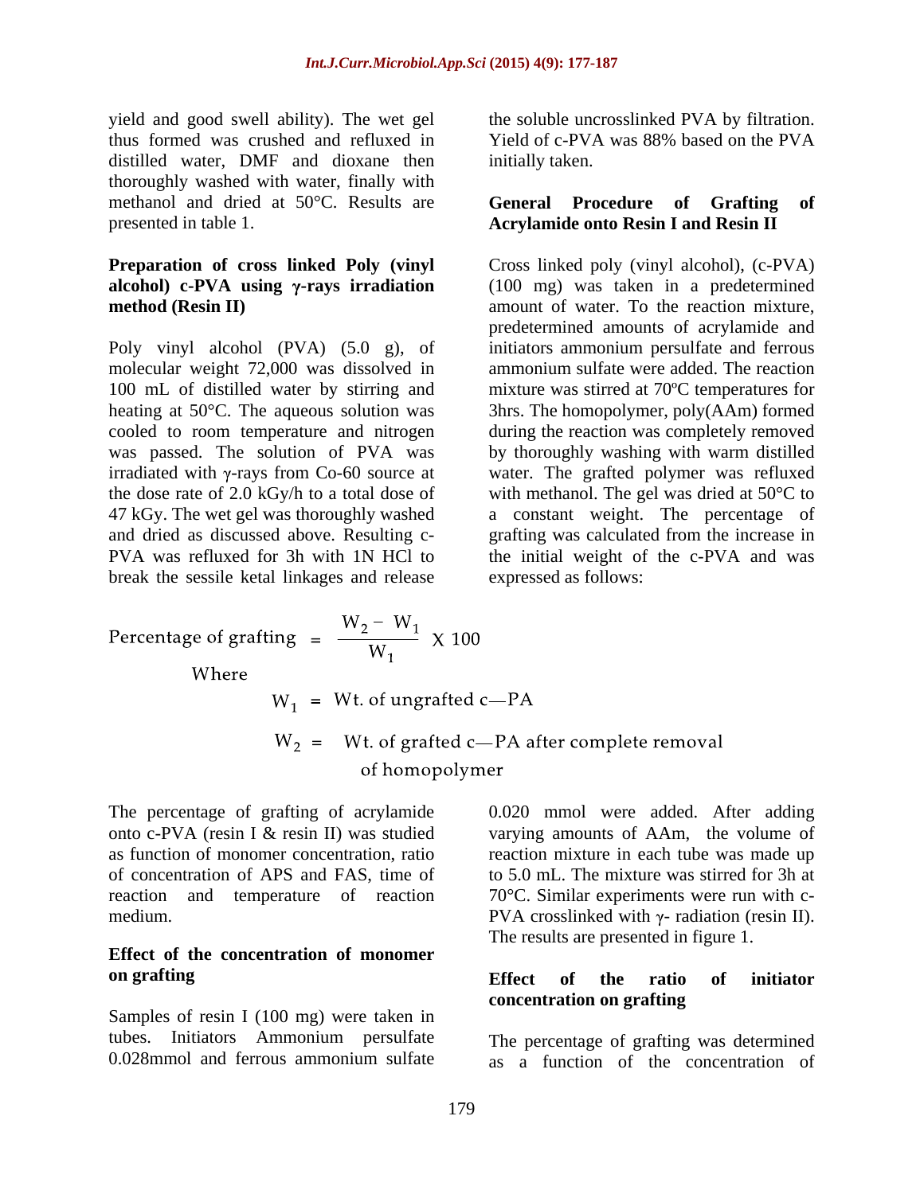yield and good swell ability). The wet gel thus formed was crushed and refluxed in distilled water, DMF and dioxane then thoroughly washed with water, finally with methanol and dried at 50°C. Results are presented in table 1.

**Preparation of cross linked Poly (vinyl alcohol) c-PVA using γ-rays irradiation method (Resin II)**

Poly vinyl alcohol (PVA) (5.0 g), of molecular weight 72,000 was dissolved in 100 mL of distilled water by stirring and heating at 50°C. The aqueous solution was cooled to room temperature and nitrogen was passed. The solution of PVA was irradiated with γ-rays from Co-60 source at the dose rate of 2.0 kGy/h to a total dose of 47 kGy. The wet gel was thoroughly washed and dried as discussed above. Resulting c-PVA was refluxed for 3h with 1N HCl to break the sessile ketal linkages and release the soluble uncrosslinked PVA by filtration. Yield of c-PVA was 88% based on the PVA initially taken.

**General Procedure of Grafting of Acrylamide onto Resin I and Resin II**

Cross linked poly (vinyl alcohol), (c-PVA) (100 mg) was taken in a predetermined amount of water. To the reaction mixture, predetermined amounts of acrylamide and initiators ammonium persulfate and ferrous ammonium sulfate were added. The reaction mixture was stirred at 70ºC temperatures for 3hrs. The homopolymer, poly(AAm) formed during the reaction was completely removed by thoroughly washing with warm distilled water. The grafted polymer was refluxed with methanol. The gel was dried at 50°C to a constant weight. The percentage of grafting was calculated from the increase in the initial weight of the c-PVA and was expressed as follows:

$$\text{Percentage of grafting} = \frac{W_2 - W_1}{W_1} \times 100$$

Where

$W_1$ = Wt. of ungrafted c—PA

$W_2$ = Wt. of grafted c—PA after complete removal of homopolymer

The percentage of grafting of acrylamide onto c-PVA (resin I & resin II) was studied as function of monomer concentration, ratio of concentration of APS and FAS, time of reaction and temperature of reaction medium.

**Effect of the concentration of monomer on grafting**

Samples of resin I (100 mg) were taken in tubes. Initiators Ammonium persulfate 0.028mmol and ferrous ammonium sulfate 0.020 mmol were added. After adding varying amounts of AAm, the volume of reaction mixture in each tube was made up to 5.0 mL. The mixture was stirred for 3h at 70°C. Similar experiments were run with c-PVA crosslinked with γ- radiation (resin II). The results are presented in figure 1.

**Effect of the ratio of initiator concentration on grafting**

The percentage of grafting was determined as a function of the concentration of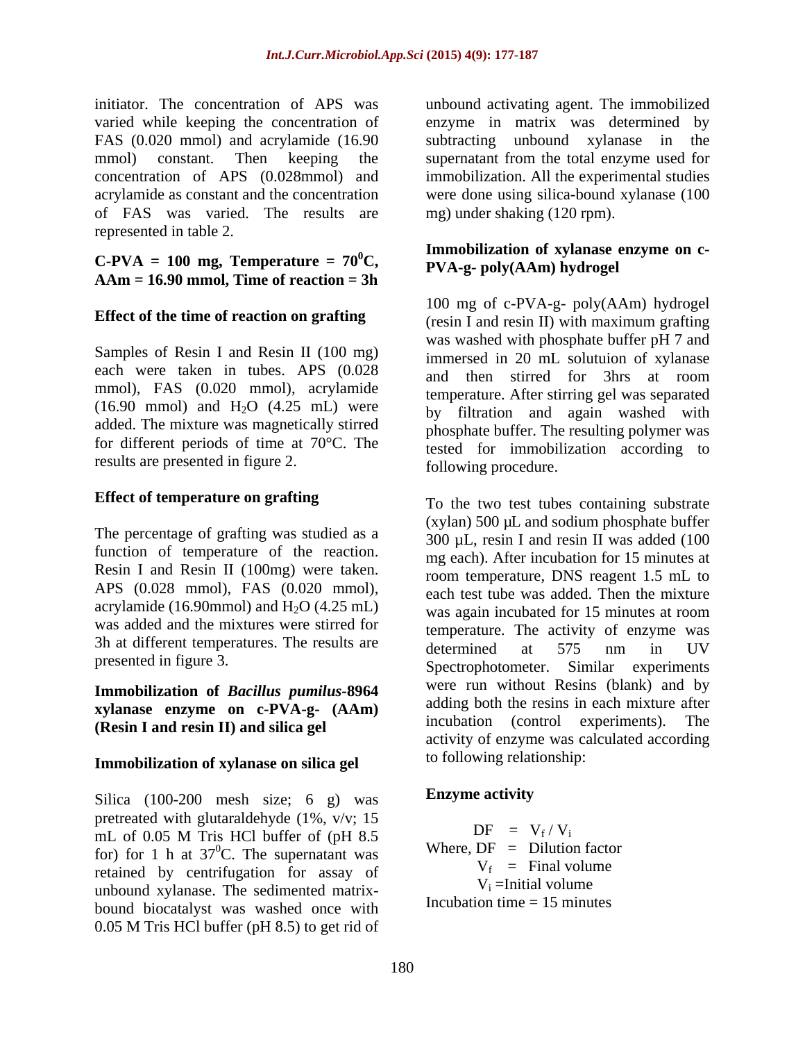initiator. The concentration of APS was varied while keeping the concentration of FAS (0.020 mmol) and acrylamide (16.90 mmol) constant. Then keeping the concentration of APS (0.028mmol) and acrylamide as constant and the concentration of FAS was varied. The results are represented in table 2.

**C-PVA = 100 mg, Temperature = 70$^0$C, AAm = 16.90 mmol, Time of reaction = 3h**

### Effect of the time of reaction on grafting

Samples of Resin I and Resin II (100 mg) each were taken in tubes. APS (0.028 mmol), FAS (0.020 mmol), acrylamide (16.90 mmol) and $H_2O$ (4.25 mL) were added. The mixture was magnetically stirred for different periods of time at 70°C. The results are presented in figure 2.

### Effect of temperature on grafting

The percentage of grafting was studied as a function of temperature of the reaction. Resin I and Resin II (100mg) were taken. APS (0.028 mmol), FAS (0.020 mmol), acrylamide (16.90mmol) and $H_2O$ (4.25 mL) was added and the mixtures were stirred for 3h at different temperatures. The results are presented in figure 3.

### Immobilization of *Bacillus pumilus*-8964 xylanase enzyme on c-PVA-g- (AAm) (Resin I and resin II) and silica gel

### Immobilization of xylanase on silica gel

Silica (100-200 mesh size; 6 g) was pretreated with glutaraldehyde (1%, v/v; 15 mL of 0.05 M Tris HCl buffer of (pH 8.5 for) for 1 h at 37$^0$C. The supernatant was retained by centrifugation for assay of unbound xylanase. The sedimented matrix-bound biocatalyst was washed once with 0.05 M Tris HCl buffer (pH 8.5) to get rid of unbound activating agent. The immobilized enzyme in matrix was determined by subtracting unbound xylanase in the supernatant from the total enzyme used for immobilization. All the experimental studies were done using silica-bound xylanase (100 mg) under shaking (120 rpm).

### Immobilization of xylanase enzyme on c-PVA-g- poly(AAm) hydrogel

100 mg of c-PVA-g- poly(AAm) hydrogel (resin I and resin II) with maximum grafting was washed with phosphate buffer pH 7 and immersed in 20 mL solutuion of xylanase and then stirred for 3hrs at room temperature. After stirring gel was separated by filtration and again washed with phosphate buffer. The resulting polymer was tested for immobilization according to following procedure.

To the two test tubes containing substrate (xylan) 500 μL and sodium phosphate buffer 300 μL, resin I and resin II was added (100 mg each). After incubation for 15 minutes at room temperature, DNS reagent 1.5 mL to each test tube was added. Then the mixture was again incubated for 15 minutes at room temperature. The activity of enzyme was determined at 575 nm in UV Spectrophotometer. Similar experiments were run without Resins (blank) and by adding both the resins in each mixture after incubation (control experiments). The activity of enzyme was calculated according to following relationship:

### Enzyme activity

$$DF = V_f / V_i$$

Where, DF = Dilution factor

$V_f$ = Final volume

$V_i$ =Initial volume

Incubation time = 15 minutes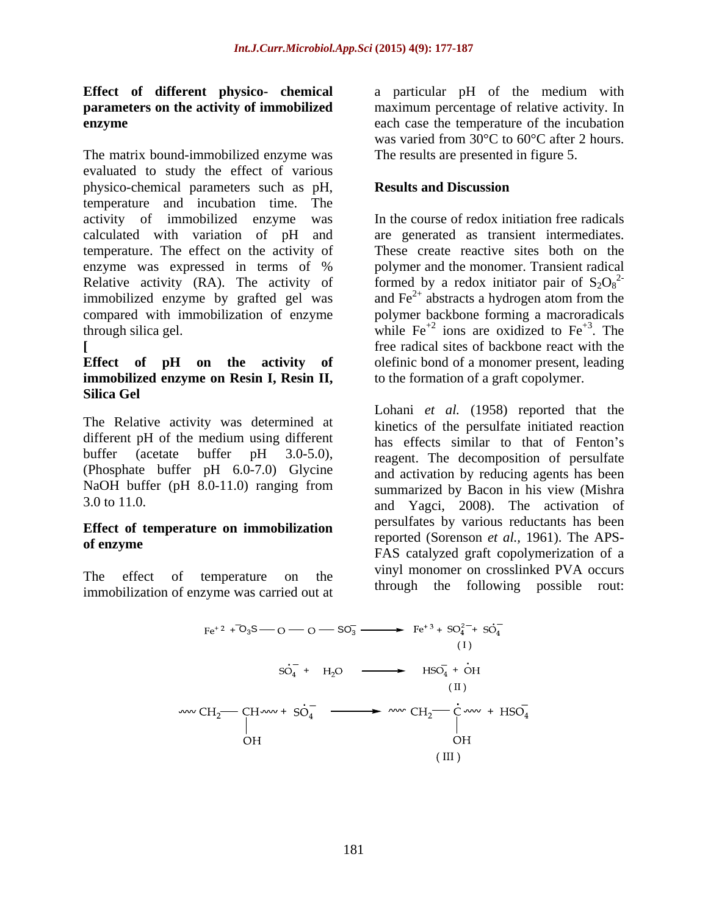## Effect of different physico- chemical parameters on the activity of immobilized enzyme

The matrix bound-immobilized enzyme was evaluated to study the effect of various physico-chemical parameters such as pH, temperature and incubation time. The activity of immobilized enzyme was calculated with variation of pH and temperature. The effect on the activity of enzyme was expressed in terms of % Relative activity (RA). The activity of immobilized enzyme by grafted gel was compared with immobilization of enzyme through silica gel.

[

### Effect of pH on the activity of immobilized enzyme on Resin I, Resin II, Silica Gel

The Relative activity was determined at different pH of the medium using different buffer (acetate buffer pH 3.0-5.0), (Phosphate buffer pH 6.0-7.0) Glycine NaOH buffer (pH 8.0-11.0) ranging from 3.0 to 11.0.

### Effect of temperature on immobilization of enzyme

The effect of temperature on the immobilization of enzyme was carried out at a particular pH of the medium with maximum percentage of relative activity. In each case the temperature of the incubation was varied from 30°C to 60°C after 2 hours. The results are presented in figure 5.

## Results and Discussion

In the course of redox initiation free radicals are generated as transient intermediates. These create reactive sites both on the polymer and the monomer. Transient radical formed by a redox initiator pair of $S_2O_8^{2-}$ and $Fe^{2+}$ abstracts a hydrogen atom from the polymer backbone forming a macroradicals while $Fe^{+2}$ ions are oxidized to $Fe^{+3}$. The free radical sites of backbone react with the olefinic bond of a monomer present, leading to the formation of a graft copolymer.

Lohani *et al.* (1958) reported that the kinetics of the persulfate initiated reaction has effects similar to that of Fenton's reagent. The decomposition of persulfate and activation by reducing agents has been summarized by Bacon in his view (Mishra and Yagci, 2008). The activation of persulfates by various reductants has been reported (Sorenson *et al.*, 1961). The APS-FAS catalyzed graft copolymerization of a vinyl monomer on crosslinked PVA occurs through the following possible rout:

$$Fe^{+2} + {}^{-}O_3S-O-O-SO_3^{-} \longrightarrow Fe^{+3} + SO_4^{2-} + S\dot{O}_4^{-} \quad (I)$$

$$S\dot{O}_4^{-} + H_2O \longrightarrow HSO_4^{-} + \dot{O}H \quad (II)$$

$$\sim CH_2-\underset{OH}{\underset{|}{CH}}\sim + S\dot{O}_4^{-} \longrightarrow \sim CH_2-\underset{OH}{\underset{|}{\dot{C}}}\sim + HSO_4^{-} \quad (III)$$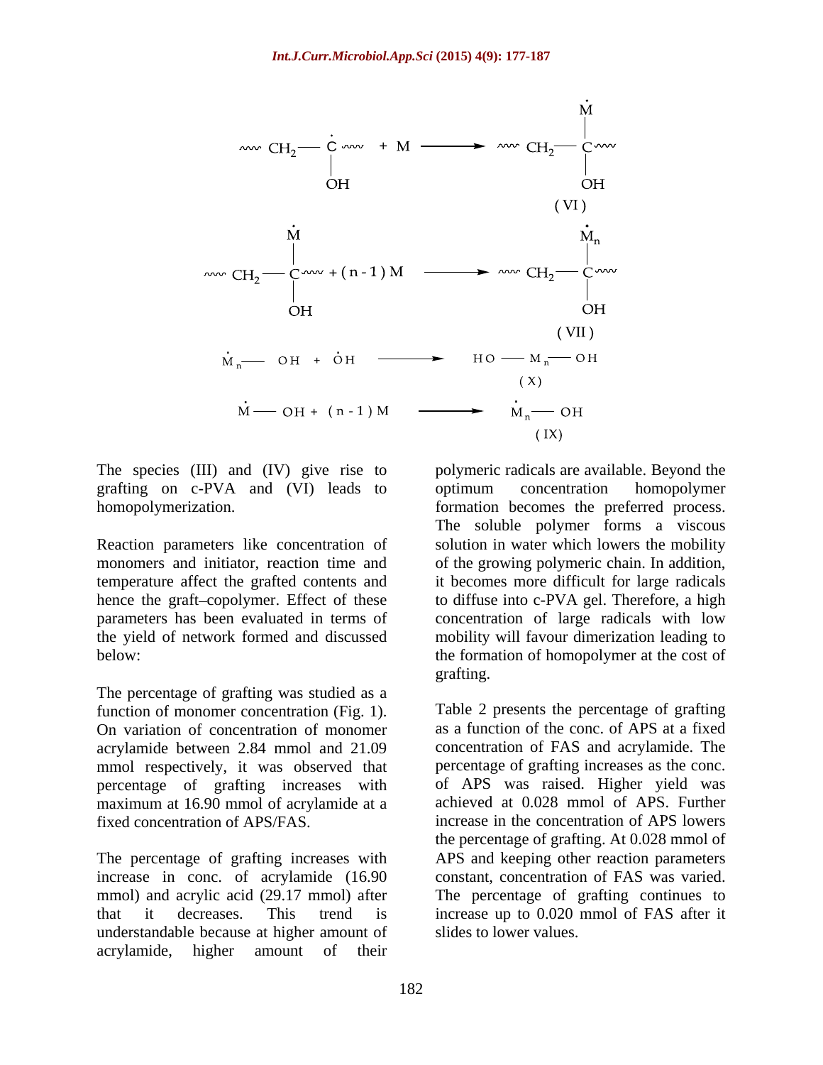$$\sim\sim CH_2 - \dot{C} \sim\sim + M \longrightarrow \sim\sim CH_2 - \underset{OH}{\overset{\dot{M}}{C}} \sim\sim \quad (VI)$$

with OH attached to the C on the left-hand side.

$$\sim\sim CH_2 - \underset{OH}{\overset{\dot{M}}{C}} \sim\sim + (n-1)M \longrightarrow \sim\sim CH_2 - \underset{OH}{\overset{\dot{M}_n}{C}} \sim\sim \quad (VII)$$

$$\dot{M}_n - OH + \dot{O}H \longrightarrow HO - M_n - OH \quad (X)$$

$$\dot{M} - OH + (n-1)M \longrightarrow \dot{M}_n - OH \quad (IX)$$

The species (III) and (IV) give rise to grafting on c-PVA and (VI) leads to homopolymerization.

Reaction parameters like concentration of monomers and initiator, reaction time and temperature affect the grafted contents and hence the graft–copolymer. Effect of these parameters has been evaluated in terms of the yield of network formed and discussed below:

The percentage of grafting was studied as a function of monomer concentration (Fig. 1). On variation of concentration of monomer acrylamide between 2.84 mmol and 21.09 mmol respectively, it was observed that percentage of grafting increases with maximum at 16.90 mmol of acrylamide at a fixed concentration of APS/FAS.

The percentage of grafting increases with increase in conc. of acrylamide (16.90 mmol) and acrylic acid (29.17 mmol) after that it decreases. This trend is understandable because at higher amount of acrylamide, higher amount of their polymeric radicals are available. Beyond the optimum concentration homopolymer formation becomes the preferred process. The soluble polymer forms a viscous solution in water which lowers the mobility of the growing polymeric chain. In addition, it becomes more difficult for large radicals to diffuse into c-PVA gel. Therefore, a high concentration of large radicals with low mobility will favour dimerization leading to the formation of homopolymer at the cost of grafting.

Table 2 presents the percentage of grafting as a function of the conc. of APS at a fixed concentration of FAS and acrylamide. The percentage of grafting increases as the conc. of APS was raised. Higher yield was achieved at 0.028 mmol of APS. Further increase in the concentration of APS lowers the percentage of grafting. At 0.028 mmol of APS and keeping other reaction parameters constant, concentration of FAS was varied. The percentage of grafting continues to increase up to 0.020 mmol of FAS after it slides to lower values.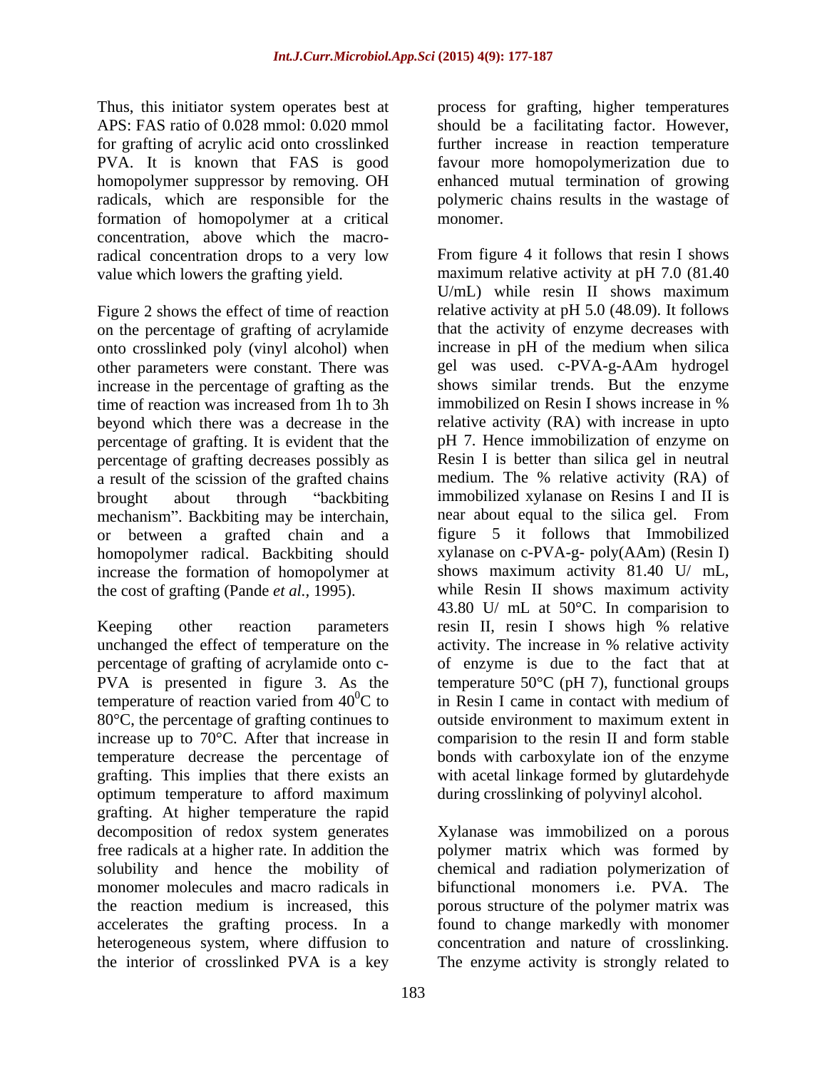Thus, this initiator system operates best at APS: FAS ratio of 0.028 mmol: 0.020 mmol for grafting of acrylic acid onto crosslinked PVA. It is known that FAS is good homopolymer suppressor by removing. OH radicals, which are responsible for the formation of homopolymer at a critical concentration, above which the macro-radical concentration drops to a very low value which lowers the grafting yield.

Figure 2 shows the effect of time of reaction on the percentage of grafting of acrylamide onto crosslinked poly (vinyl alcohol) when other parameters were constant. There was increase in the percentage of grafting as the time of reaction was increased from 1h to 3h beyond which there was a decrease in the percentage of grafting. It is evident that the percentage of grafting decreases possibly as a result of the scission of the grafted chains brought about through "backbiting mechanism". Backbiting may be interchain, or between a grafted chain and a homopolymer radical. Backbiting should increase the formation of homopolymer at the cost of grafting (Pande *et al.,* 1995).

Keeping other reaction parameters unchanged the effect of temperature on the percentage of grafting of acrylamide onto c-PVA is presented in figure 3. As the temperature of reaction varied from $40^0$C to 80°C, the percentage of grafting continues to increase up to 70°C. After that increase in temperature decrease the percentage of grafting. This implies that there exists an optimum temperature to afford maximum grafting. At higher temperature the rapid decomposition of redox system generates free radicals at a higher rate. In addition the solubility and hence the mobility of monomer molecules and macro radicals in the reaction medium is increased, this accelerates the grafting process. In a heterogeneous system, where diffusion to the interior of crosslinked PVA is a key process for grafting, higher temperatures should be a facilitating factor. However, further increase in reaction temperature favour more homopolymerization due to enhanced mutual termination of growing polymeric chains results in the wastage of monomer.

From figure 4 it follows that resin I shows maximum relative activity at pH 7.0 (81.40 U/mL) while resin II shows maximum relative activity at pH 5.0 (48.09). It follows that the activity of enzyme decreases with increase in pH of the medium when silica gel was used. c-PVA-g-AAm hydrogel shows similar trends. But the enzyme immobilized on Resin I shows increase in % relative activity (RA) with increase in upto pH 7. Hence immobilization of enzyme on Resin I is better than silica gel in neutral medium. The % relative activity (RA) of immobilized xylanase on Resins I and II is near about equal to the silica gel. From figure 5 it follows that Immobilized xylanase on c-PVA-g- poly(AAm) (Resin I) shows maximum activity 81.40 U/ mL, while Resin II shows maximum activity 43.80 U/ mL at 50°C. In comparision to resin II, resin I shows high % relative activity. The increase in % relative activity of enzyme is due to the fact that at temperature 50°C (pH 7), functional groups in Resin I came in contact with medium of outside environment to maximum extent in comparision to the resin II and form stable bonds with carboxylate ion of the enzyme with acetal linkage formed by glutardehyde during crosslinking of polyvinyl alcohol.

Xylanase was immobilized on a porous polymer matrix which was formed by chemical and radiation polymerization of bifunctional monomers i.e. PVA. The porous structure of the polymer matrix was found to change markedly with monomer concentration and nature of crosslinking. The enzyme activity is strongly related to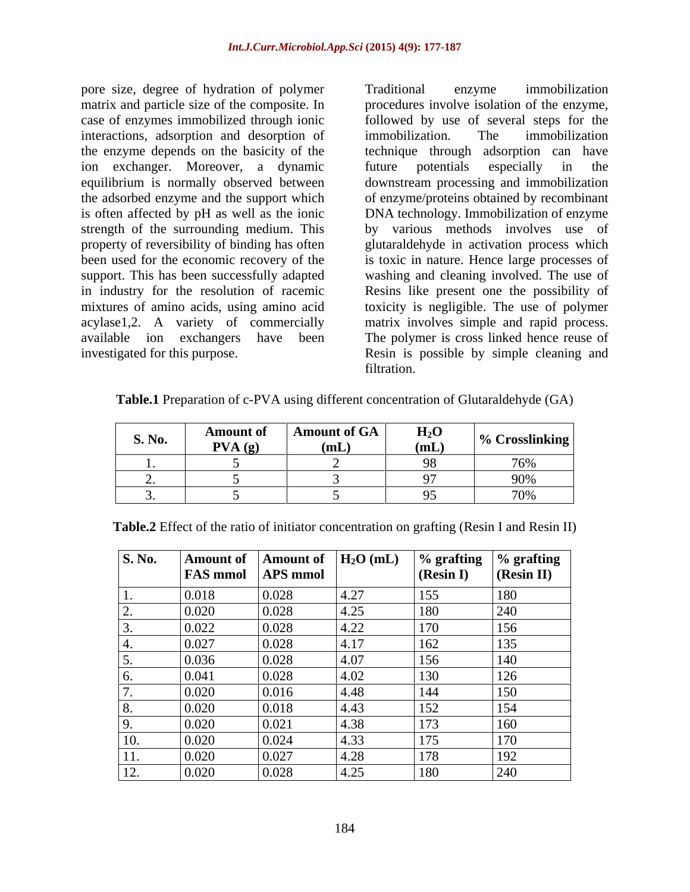pore size, degree of hydration of polymer matrix and particle size of the composite. In case of enzymes immobilized through ionic interactions, adsorption and desorption of the enzyme depends on the basicity of the ion exchanger. Moreover, a dynamic equilibrium is normally observed between the adsorbed enzyme and the support which is often affected by pH as well as the ionic strength of the surrounding medium. This property of reversibility of binding has often been used for the economic recovery of the support. This has been successfully adapted in industry for the resolution of racemic mixtures of amino acids, using amino acid acylase1,2. A variety of commercially available ion exchangers have been investigated for this purpose.

Traditional enzyme immobilization procedures involve isolation of the enzyme, followed by use of several steps for the immobilization. The immobilization technique through adsorption can have future potentials especially in the downstream processing and immobilization of enzyme/proteins obtained by recombinant DNA technology. Immobilization of enzyme by various methods involves use of glutaraldehyde in activation process which is toxic in nature. Hence large processes of washing and cleaning involved. The use of Resins like present one the possibility of toxicity is negligible. The use of polymer matrix involves simple and rapid process. The polymer is cross linked hence reuse of Resin is possible by simple cleaning and filtration.

**Table.1** Preparation of c-PVA using different concentration of Glutaraldehyde (GA)

| S. No. | Amount of PVA (g) | Amount of GA (mL) | $H_2O$ (mL) | % Crosslinking |
|---|---|---|---|---|
| 1. | 5 | 2 | 98 | 76% |
| 2. | 5 | 3 | 97 | 90% |
| 3. | 5 | 5 | 95 | 70% |

**Table.2** Effect of the ratio of initiator concentration on grafting (Resin I and Resin II)

| S. No. | Amount of FAS mmol | Amount of APS mmol | $H_2O$ (mL) | % grafting (Resin I) | % grafting (Resin II) |
|---|---|---|---|---|---|
| 1. | 0.018 | 0.028 | 4.27 | 155 | 180 |
| 2. | 0.020 | 0.028 | 4.25 | 180 | 240 |
| 3. | 0.022 | 0.028 | 4.22 | 170 | 156 |
| 4. | 0.027 | 0.028 | 4.17 | 162 | 135 |
| 5. | 0.036 | 0.028 | 4.07 | 156 | 140 |
| 6. | 0.041 | 0.028 | 4.02 | 130 | 126 |
| 7. | 0.020 | 0.016 | 4.48 | 144 | 150 |
| 8. | 0.020 | 0.018 | 4.43 | 152 | 154 |
| 9. | 0.020 | 0.021 | 4.38 | 173 | 160 |
| 10. | 0.020 | 0.024 | 4.33 | 175 | 170 |
| 11. | 0.020 | 0.027 | 4.28 | 178 | 192 |
| 12. | 0.020 | 0.028 | 4.25 | 180 | 240 |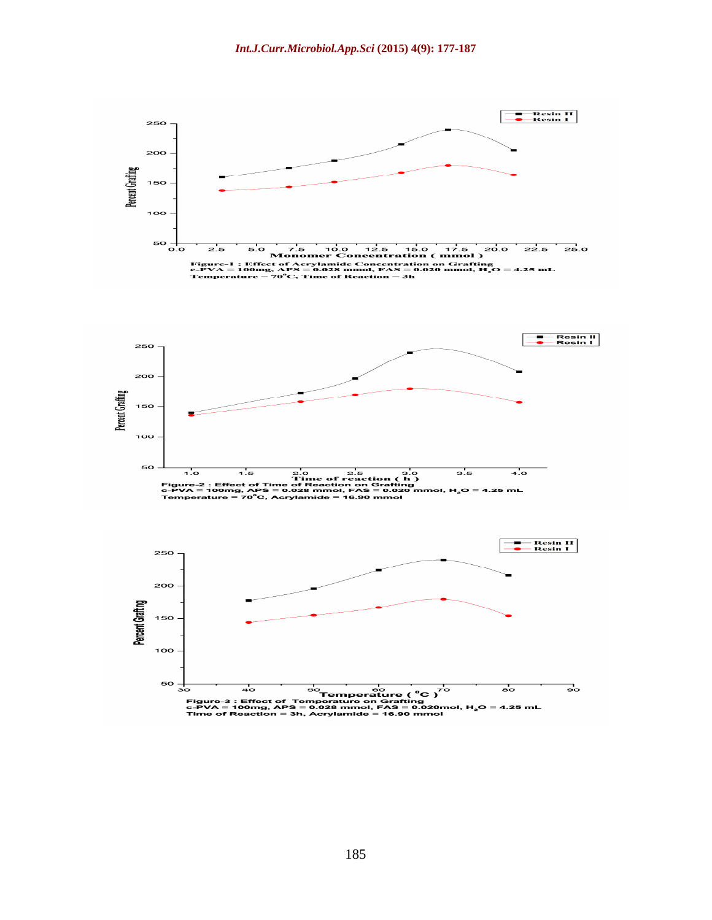Figure-1 : Effect of Acrylamide Concentration on Grafting
c-PVA = 100mg, APS = 0.028 mmol, FAS = 0.020 mmol, $H_2O$ = 4.25 mL
Temperature = 70°C, Time of Reaction = 3h

Figure-2 : Effect of Time of Reaction on Grafting
c-PVA = 100mg, APS = 0.028 mmol, FAS = 0.020 mmol, $H_2O$ = 4.25 mL
Temperature = 70°C, Acrylamide = 16.90 mmol

Figure-3 : Effect of Temperature on Grafting
c-PVA = 100mg, APS = 0.028 mmol, FAS = 0.020mol, $H_2O$ = 4.25 mL
Time of Reaction = 3h, Acrylamide = 16.90 mmol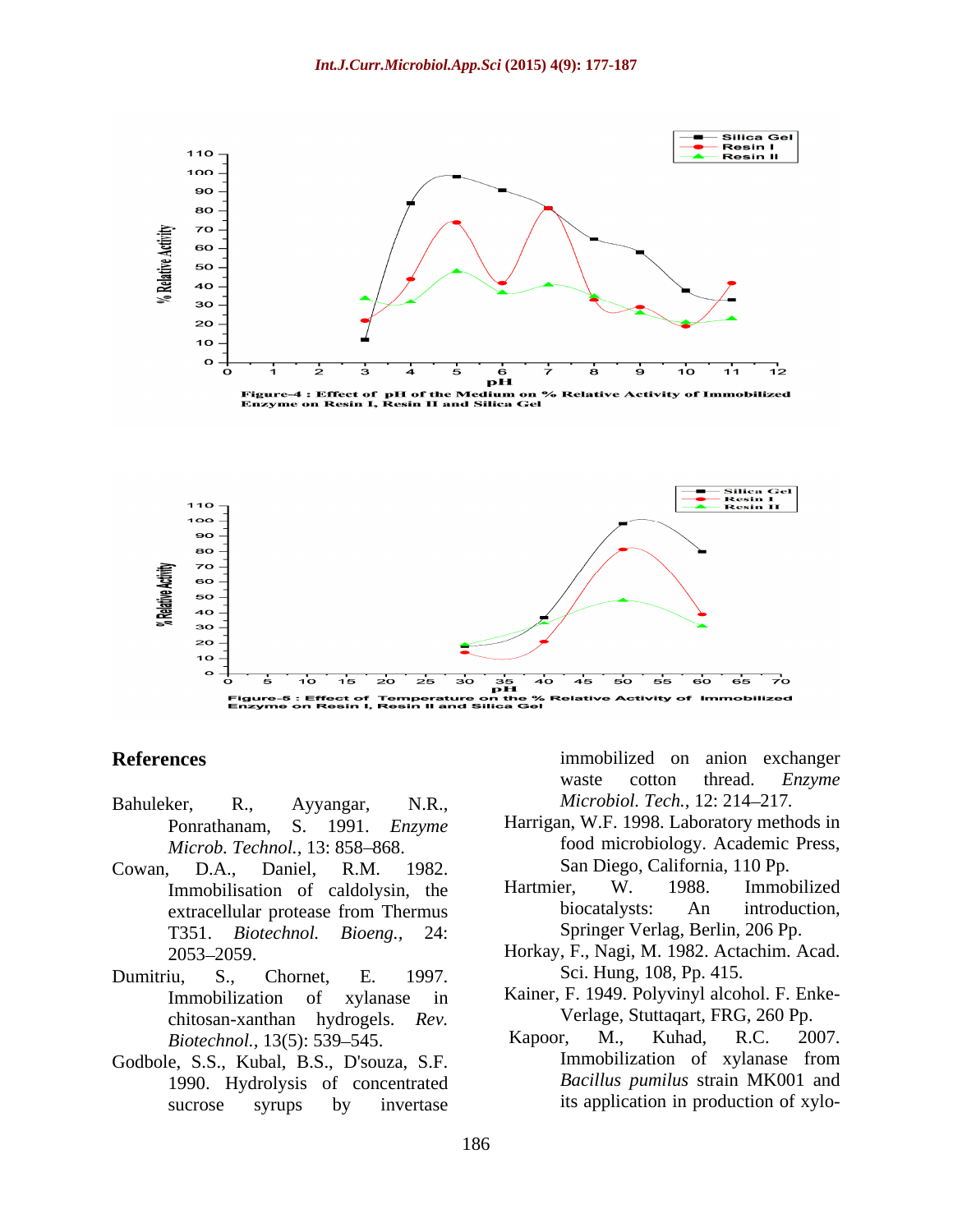Figure–4 : Effect of pH of the Medium on % Relative Activity of Immobilized Enzyme on Resin I, Resin II and Silica Gel

Figure–5 : Effect of Temperature on the % Relative Activity of Immobilized Enzyme on Resin I, Resin II and Silica Gel

## References

Bahuleker, R., Ayyangar, N.R., Ponrathanam, S. 1991. *Enzyme Microb. Technol.,* 13: 858–868.

Cowan, D.A., Daniel, R.M. 1982. Immobilisation of caldolysin, the extracellular protease from Thermus T351. *Biotechnol. Bioeng.,* 24: 2053–2059.

Dumitriu, S., Chornet, E. 1997. Immobilization of xylanase in chitosan-xanthan hydrogels. *Rev. Biotechnol.,* 13(5): 539–545.

Godbole, S.S., Kubal, B.S., D'souza, S.F. 1990. Hydrolysis of concentrated sucrose syrups by invertase immobilized on anion exchanger waste cotton thread. *Enzyme Microbiol. Tech.,* 12: 214–217.

Harrigan, W.F. 1998. Laboratory methods in food microbiology. Academic Press, San Diego, California, 110 Pp.

Hartmier, W. 1988. Immobilized biocatalysts: An introduction, Springer Verlag, Berlin, 206 Pp.

Horkay, F., Nagi, M. 1982. Actachim. Acad. Sci. Hung, 108, Pp. 415.

Kainer, F. 1949. Polyvinyl alcohol. F. Enke-Verlage, Stuttaqart, FRG, 260 Pp.

Kapoor, M., Kuhad, R.C. 2007. Immobilization of xylanase from *Bacillus pumilus* strain MK001 and its application in production of xylo-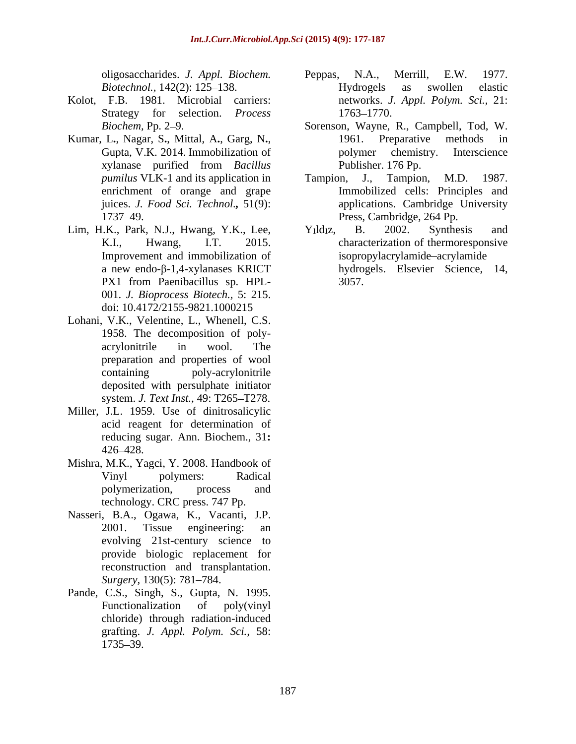oligosaccharides. *J. Appl. Biochem. Biotechnol.,* 142(2): 125–138.

Kolot, F.B. 1981. Microbial carriers: Strategy for selection. *Process Biochem,* Pp. 2–9.

Kumar, L., Nagar, S., Mittal, A., Garg, N., Gupta, V.K. 2014. Immobilization of xylanase purified from *Bacillus pumilus* VLK-1 and its application in enrichment of orange and grape juices. *J. Food Sci. Technol*., 51(9): 1737–49.

Lim, H.K., Park, N.J., Hwang, Y.K., Lee, K.I., Hwang, I.T. 2015. Improvement and immobilization of a new endo-β-1,4-xylanases KRICT PX1 from Paenibacillus sp. HPL-001. *J. Bioprocess Biotech.*, 5: 215. doi: 10.4172/2155-9821.1000215

Lohani, V.K., Velentine, L., Whenell, C.S. 1958. The decomposition of poly-acrylonitrile in wool. The preparation and properties of wool containing poly-acrylonitrile deposited with persulphate initiator system. *J. Text Inst.,* 49: T265–T278.

Miller, J.L. 1959. Use of dinitrosalicylic acid reagent for determination of reducing sugar. Ann. Biochem., 31**:** 426–428.

Mishra, M.K., Yagci, Y. 2008. Handbook of Vinyl polymers: Radical polymerization, process and technology. CRC press. 747 Pp.

Nasseri, B.A., Ogawa, K., Vacanti, J.P. 2001. Tissue engineering: an evolving 21st-century science to provide biologic replacement for reconstruction and transplantation. *Surgery,* 130(5): 781–784.

Pande, C.S., Singh, S., Gupta, N. 1995. Functionalization of poly(vinyl chloride) through radiation-induced grafting. *J. Appl. Polym. Sci.,* 58: 1735–39.

Peppas, N.A., Merrill, E.W. 1977. Hydrogels as swollen elastic networks. *J. Appl. Polym. Sci.,* 21: 1763–1770.

Sorenson, Wayne, R., Campbell, Tod, W. 1961. Preparative methods in polymer chemistry. Interscience Publisher. 176 Pp.

Tampion, J., Tampion, M.D. 1987. Immobilized cells: Principles and applications. Cambridge University Press, Cambridge, 264 Pp.

Yıldız, B. 2002. Synthesis and characterization of thermoresponsive isopropylacrylamide–acrylamide hydrogels. Elsevier Science, 14, 3057.